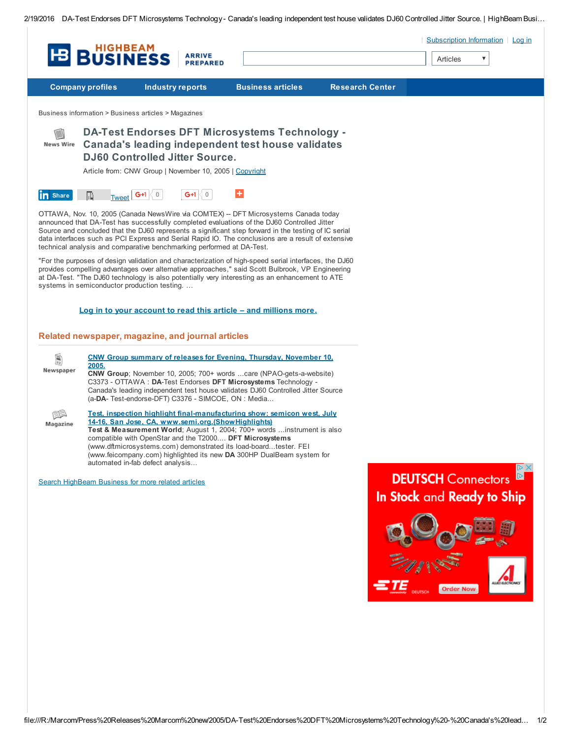Business information > Business articles > Magazines

# DA-Test Endorses DFT Microsystems Technology - Canada's leading independent test house validates DJ60 Controlled Jitter Source.

Article from: CNW Group | November 10, 2005 | Copyright

OTTAWA, Nov. 10, 2005 (Canada NewsWire via COMTEX) -- DFT Microsystems Canada today announced that DA-Test has successfully completed evaluations of the DJ60 Controlled Jitter Source and concluded that the DJ60 represents a significant step forward in the testing of IC serial data interfaces such as PCI Express and Serial Rapid IO. The conclusions are a result of extensive technical analysis and comparative benchmarking performed at DA-Test.

"For the purposes of design validation and characterization of high-speed serial interfaces, the DJ60 provides compelling advantages over alternative approaches," said Scott Bulbrook, VP Engineering at DA-Test. "The DJ60 technology is also potentially very interesting as an enhancement to ATE systems in semiconductor production testing. ...

Log in to your account to read this article – and millions more.

## Related newspaper, magazine, and journal articles

**CNW Group summary of releases for Evening, Thursday, November 10, 2005.**
**CNW Group**; November 10, 2005; 700+ words ...care (NPAO-gets-a-website) C3373 - OTTAWA : **DA**-Test Endorses **DFT Microsystems** Technology - Canada's leading independent test house validates DJ60 Controlled Jitter Source (a-**DA**- Test-endorse-DFT) C3376 - SIMCOE, ON : Media...

**Test, inspection highlight final-manufacturing show: semicon west, July 14-16, San Jose, CA, www.semi.org.(ShowHighlights)**
**Test & Measurement World**; August 1, 2004; 700+ words ...instrument is also compatible with OpenStar and the T2000.... **DFT Microsystems** (www.dftmicrosystems.com) demonstrated its load-board...tester. FEI (www.feicompany.com) highlighted its new **DA** 300HP DualBeam system for automated in-fab defect analysis...

Search HighBeam Business for more related articles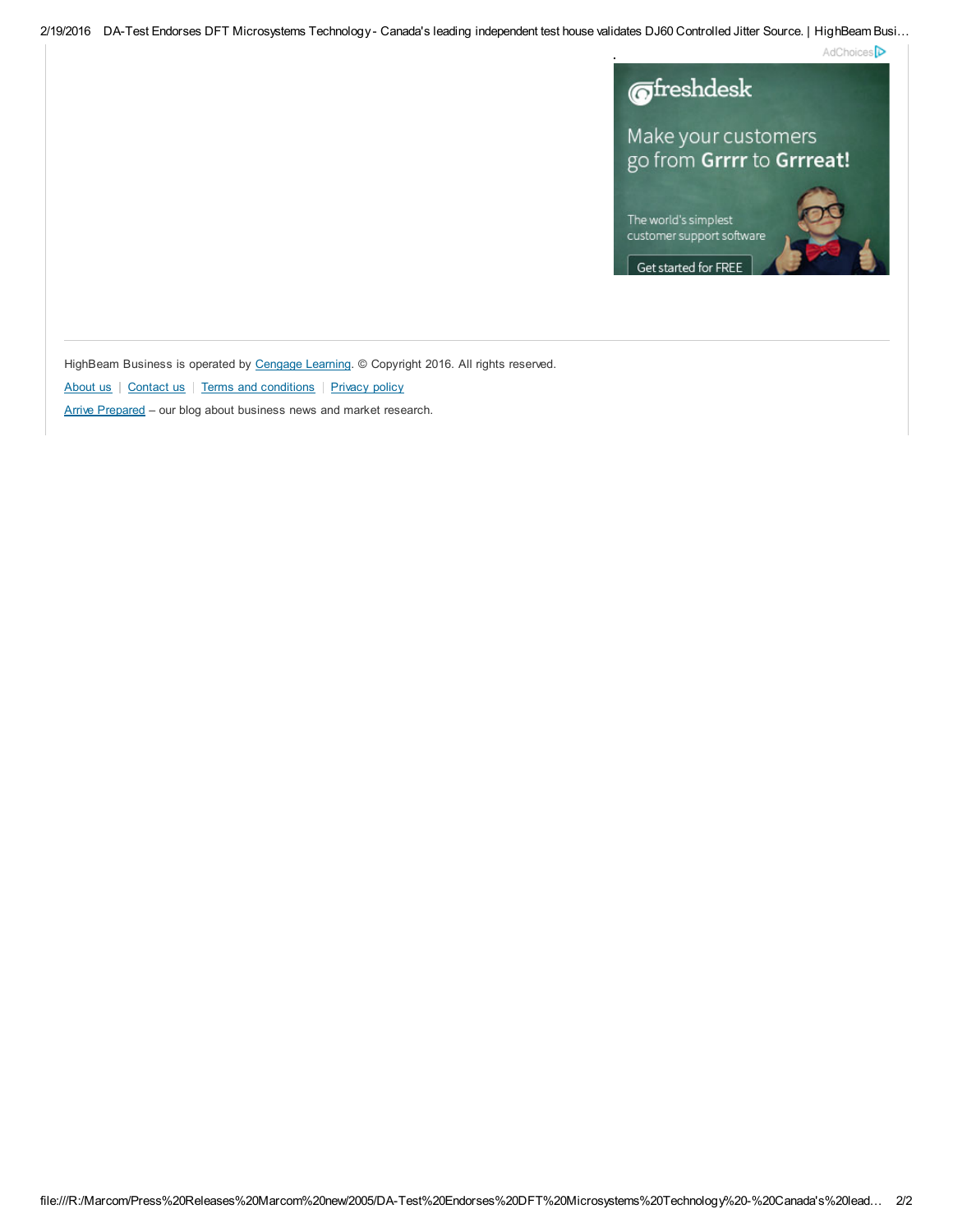HighBeam Business is operated by Cengage Learning. © Copyright 2016. All rights reserved.

About us | Contact us | Terms and conditions | Privacy policy

Arrive Prepared – our blog about business news and market research.